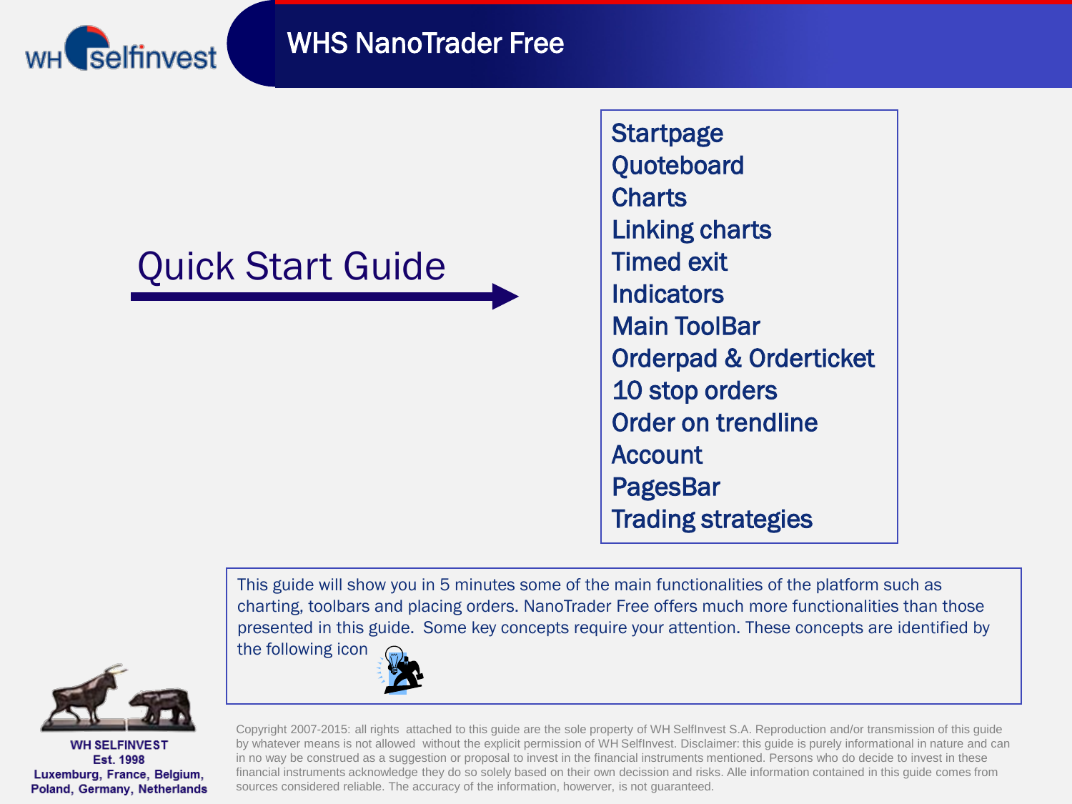# WHS NanoTrader Free

## Quick Start Guide

- Startpage
- Quoteboard
- Charts
- Linking charts
- Timed exit
- Indicators
- Main ToolBar
- Orderpad & Orderticket
- 10 stop orders
- Order on trendline
- Account
- PagesBar
- Trading strategies

This guide will show you in 5 minutes some of the main functionalities of the platform such as charting, toolbars and placing orders. NanoTrader Free offers much more functionalities than those presented in this guide. Some key concepts require your attention. These concepts are identified by the following icon

WH SELFINVEST
Est. 1998
Luxemburg, France, Belgium, Poland, Germany, Netherlands

Copyright 2007-2015: all rights attached to this guide are the sole property of WH SelfInvest S.A. Reproduction and/or transmission of this guide by whatever means is not allowed without the explicit permission of WH SelfInvest. Disclaimer: this guide is purely informational in nature and can in no way be construed as a suggestion or proposal to invest in the financial instruments mentioned. Persons who do decide to invest in these financial instruments acknowledge they do so solely based on their own decission and risks. Alle information contained in this guide comes from sources considered reliable. The accuracy of the information, howerver, is not guaranteed.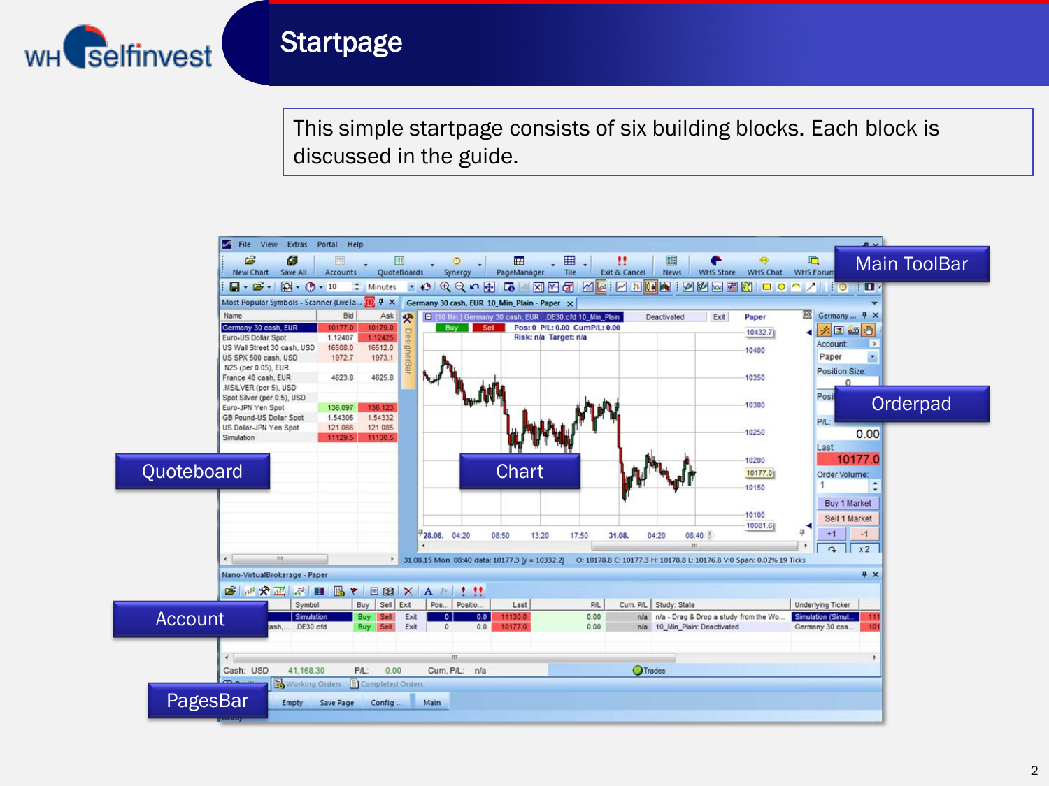# Startpage

This simple startpage consists of six building blocks. Each block is discussed in the guide.

Main ToolBar

Quoteboard

Chart

Orderpad

Account

PagesBar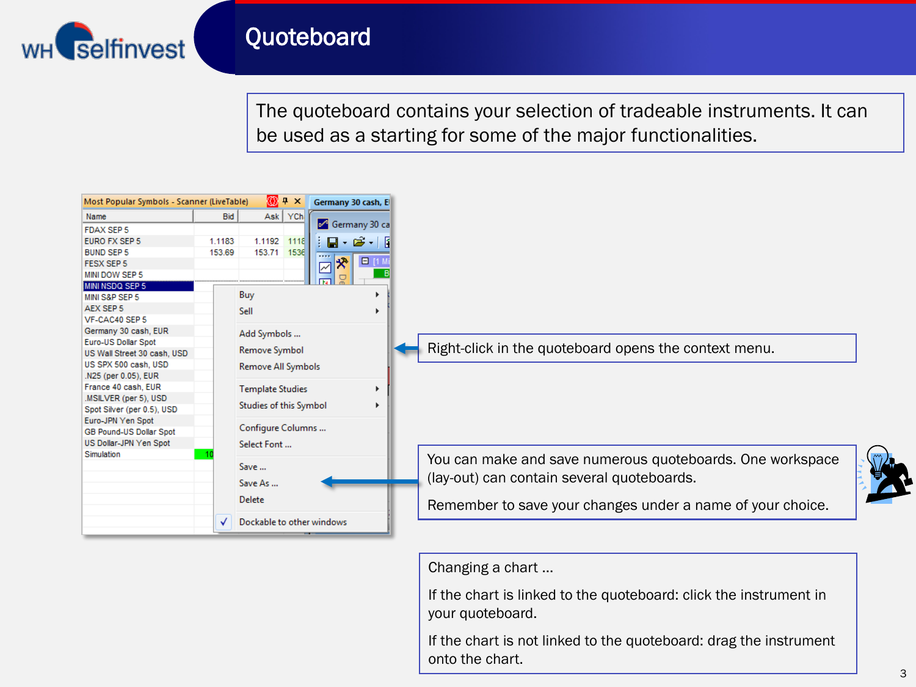# Quoteboard

The quoteboard contains your selection of tradeable instruments. It can be used as a starting for some of the major functionalities.

Right-click in the quoteboard opens the context menu.

You can make and save numerous quoteboards. One workspace (lay-out) can contain several quoteboards.

Remember to save your changes under a name of your choice.

Changing a chart ...

If the chart is linked to the quoteboard: click the instrument in your quoteboard.

If the chart is not linked to the quoteboard: drag the instrument onto the chart.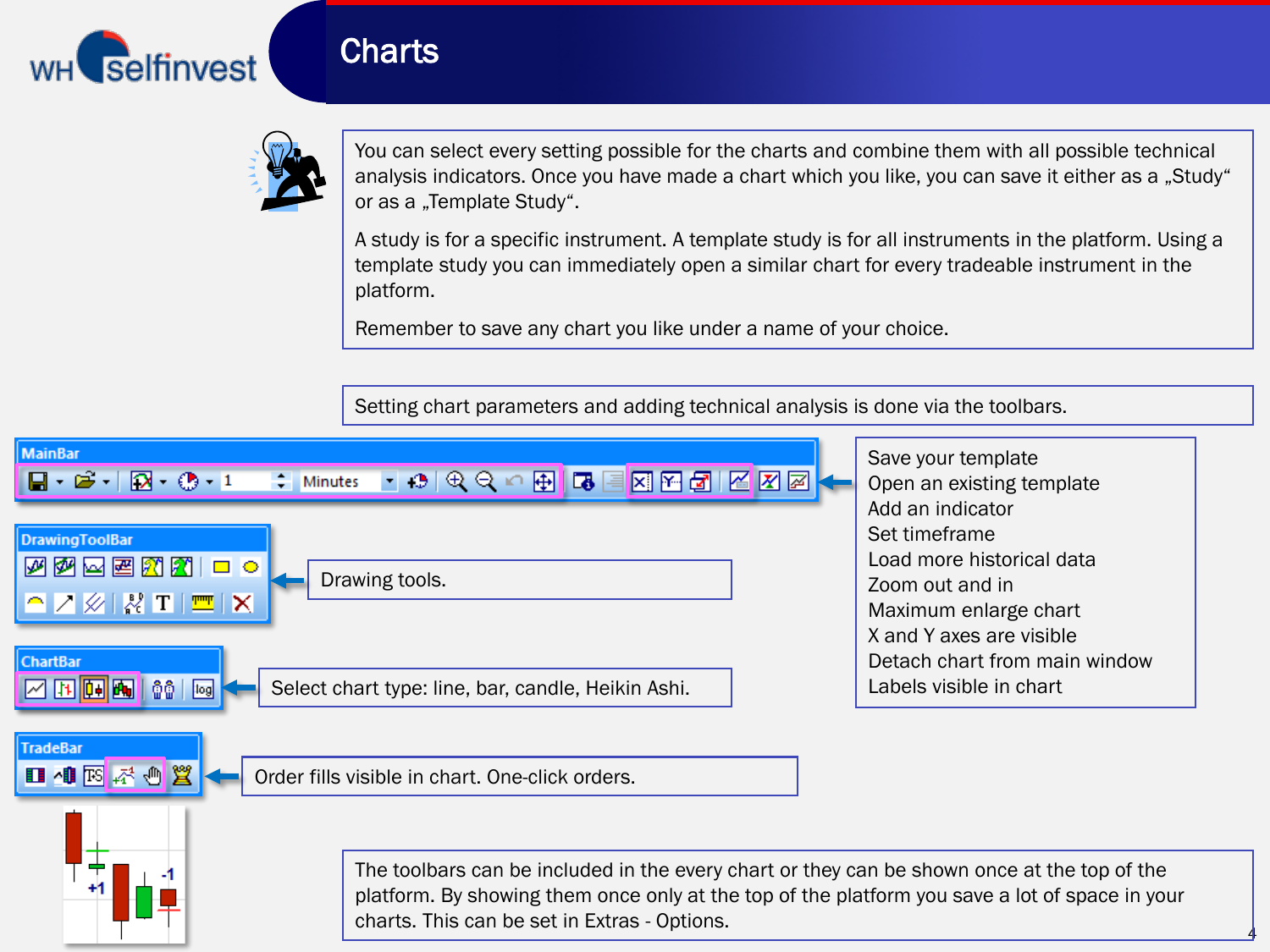# Charts

You can select every setting possible for the charts and combine them with all possible technical analysis indicators. Once you have made a chart which you like, you can save it either as a „Study“ or as a „Template Study“.

A study is for a specific instrument. A template study is for all instruments in the platform. Using a template study you can immediately open a similar chart for every tradeable instrument in the platform.

Remember to save any chart you like under a name of your choice.

Setting chart parameters and adding technical analysis is done via the toolbars.

**MainBar**

- Save your template
- Open an existing template
- Add an indicator
- Set timeframe
- Load more historical data
- Zoom out and in
- Maximum enlarge chart
- X and Y axes are visible
- Detach chart from main window
- Labels visible in chart

**DrawingToolBar**

Drawing tools.

**ChartBar**

Select chart type: line, bar, candle, Heikin Ashi.

**TradeBar**

Order fills visible in chart. One-click orders.

The toolbars can be included in the every chart or they can be shown once at the top of the platform. By showing them once only at the top of the platform you save a lot of space in your charts. This can be set in Extras - Options.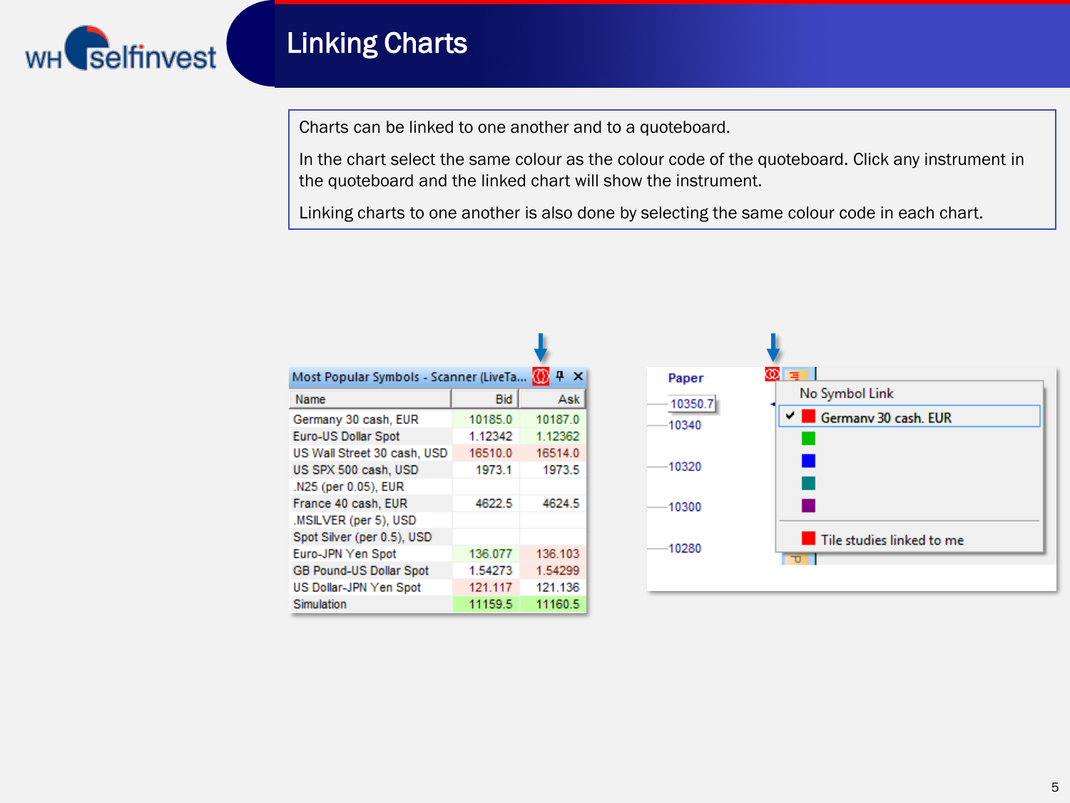# Linking Charts

Charts can be linked to one another and to a quoteboard.

In the chart select the same colour as the colour code of the quoteboard. Click any instrument in the quoteboard and the linked chart will show the instrument.

Linking charts to one another is also done by selecting the same colour code in each chart.

Most Popular Symbols - Scanner (LiveTa...

| Name | Bid | Ask |
|---|---|---|
| Germany 30 cash, EUR | 10185.0 | 10187.0 |
| Euro-US Dollar Spot | 1.12342 | 1.12362 |
| US Wall Street 30 cash, USD | 16510.0 | 16514.0 |
| US SPX 500 cash, USD | 1973.1 | 1973.5 |
| .N25 (per 0.05), EUR | | |
| France 40 cash, EUR | 4622.5 | 4624.5 |
| .MSILVER (per 5), USD | | |
| Spot Silver (per 0.5), USD | | |
| Euro-JPN Yen Spot | 136.077 | 136.103 |
| GB Pound-US Dollar Spot | 1.54273 | 1.54299 |
| US Dollar-JPN Yen Spot | 121.117 | 121.136 |
| Simulation | 11159.5 | 11160.5 |

Paper

10350.7
10340
10320
10300
10280

No Symbol Link
Germany 30 cash, EUR
Tile studies linked to me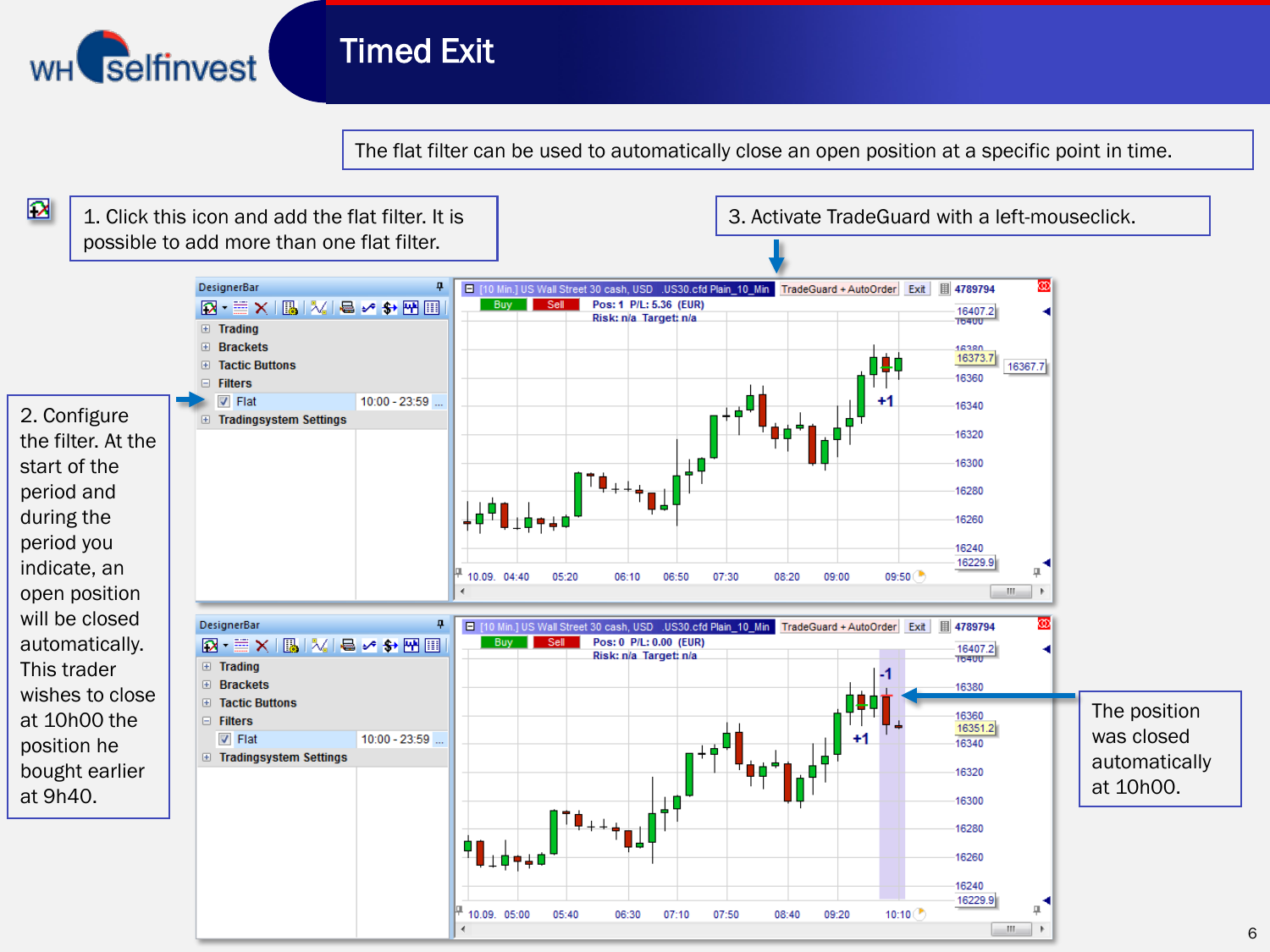# Timed Exit

The flat filter can be used to automatically close an open position at a specific point in time.

1. Click this icon and add the flat filter. It is possible to add more than one flat filter.

2. Configure the filter. At the start of the period and during the period you indicate, an open position will be closed automatically. This trader wishes to close at 10h00 the position he bought earlier at 9h40.

3. Activate TradeGuard with a left-mouseclick.

The position was closed automatically at 10h00.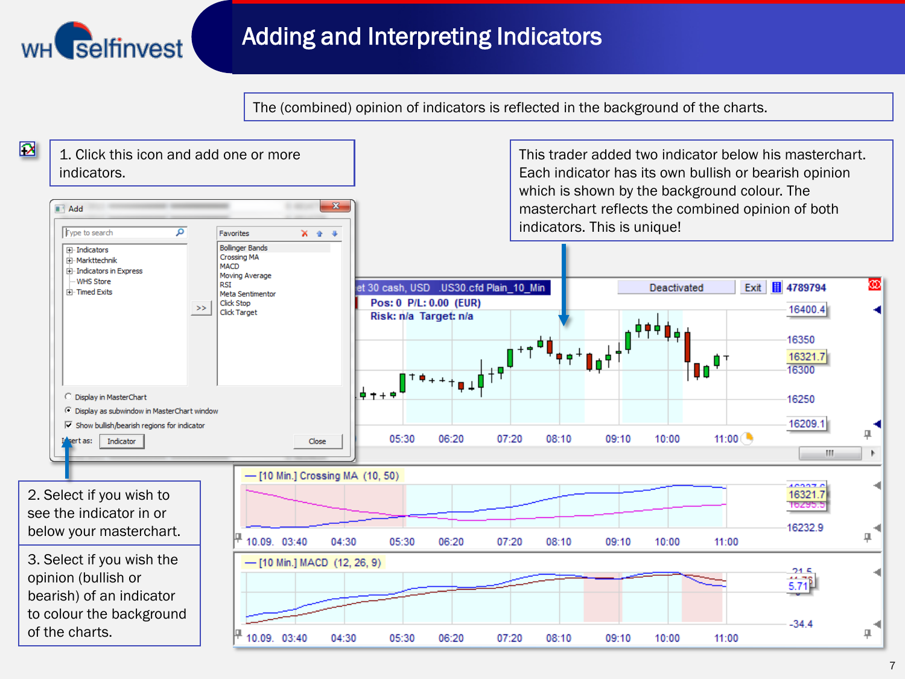# Adding and Interpreting Indicators

The (combined) opinion of indicators is reflected in the background of the charts.

1. Click this icon and add one or more indicators.

This trader added two indicator below his masterchart. Each indicator has its own bullish or bearish opinion which is shown by the background colour. The masterchart reflects the combined opinion of both indicators. This is unique!

2. Select if you wish to see the indicator in or below your masterchart.

3. Select if you wish the opinion (bullish or bearish) of an indicator to colour the background of the charts.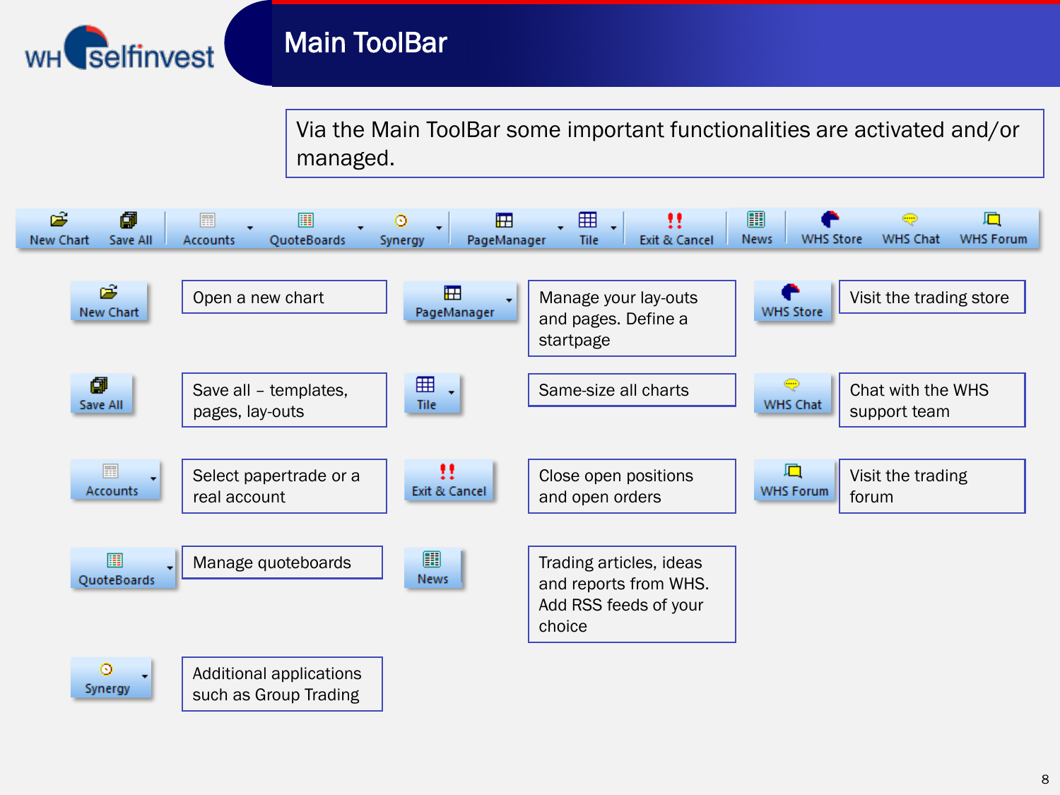# Main ToolBar

Via the Main ToolBar some important functionalities are activated and/or managed.

New Chart | Save All | Accounts | QuoteBoards | Synergy | PageManager | Tile | Exit & Cancel | News | WHS Store | WHS Chat | WHS Forum

| Button | Description |
| --- | --- |
| New Chart | Open a new chart |
| Save All | Save all – templates, pages, lay-outs |
| Accounts | Select papertrade or a real account |
| QuoteBoards | Manage quoteboards |
| Synergy | Additional applications such as Group Trading |
| PageManager | Manage your lay-outs and pages. Define a startpage |
| Tile | Same-size all charts |
| Exit & Cancel | Close open positions and open orders |
| News | Trading articles, ideas and reports from WHS. Add RSS feeds of your choice |
| WHS Store | Visit the trading store |
| WHS Chat | Chat with the WHS support team |
| WHS Forum | Visit the trading forum |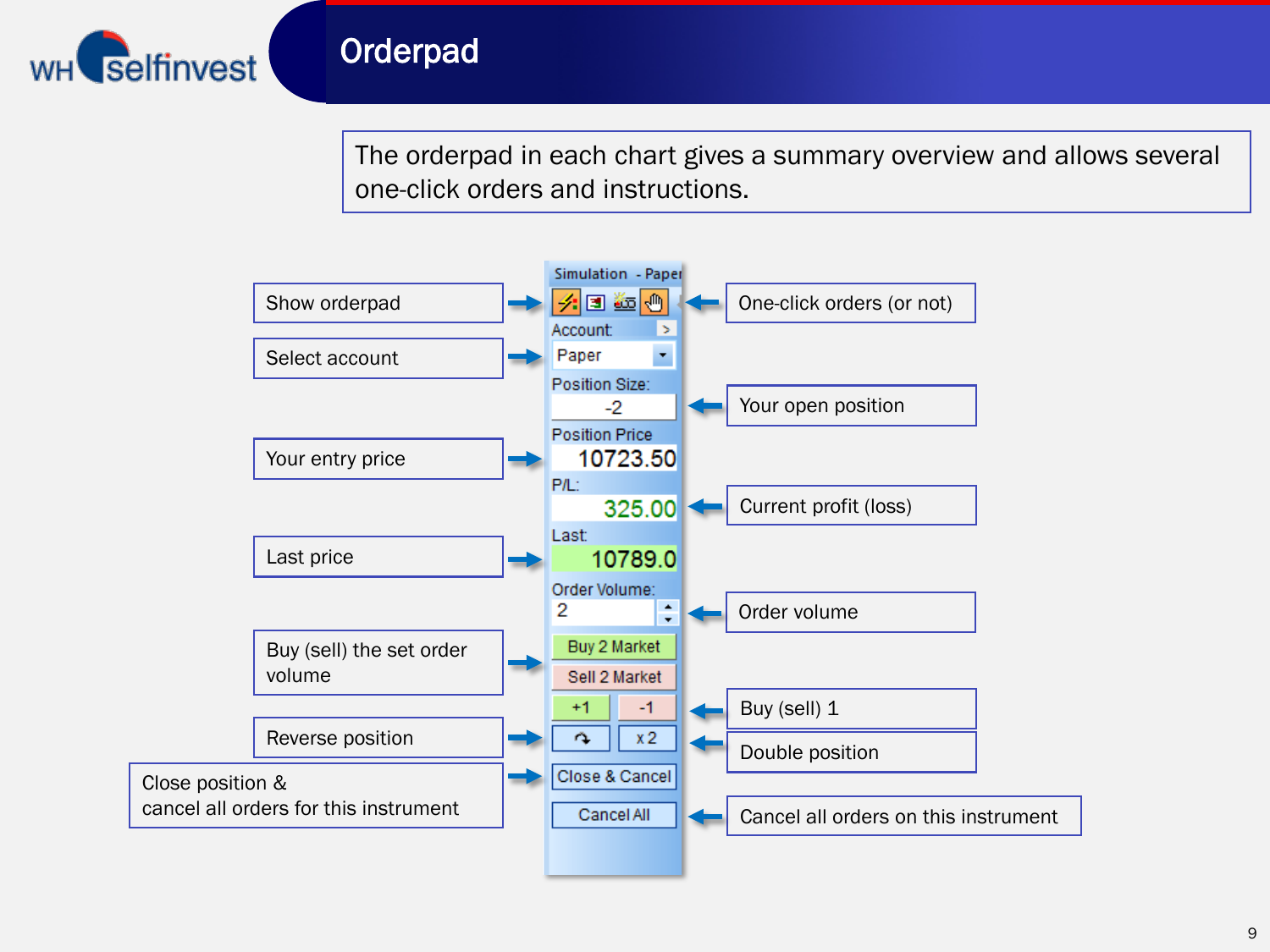# Orderpad

The orderpad in each chart gives a summary overview and allows several one-click orders and instructions.

Simulation - Paper

- Show orderpad
- One-click orders (or not)
- Select account — Account: Paper
- Your open position — Position Size: -2
- Your entry price — Position Price: 10723.50
- Current profit (loss) — P/L: 325.00
- Last price — Last: 10789.0
- Order volume — Order Volume: 2
- Buy (sell) the set order volume — Buy 2 Market / Sell 2 Market
- Buy (sell) 1 — +1 / -1
- Reverse position
- Double position — x 2
- Close position & cancel all orders for this instrument — Close & Cancel
- Cancel all orders on this instrument — Cancel All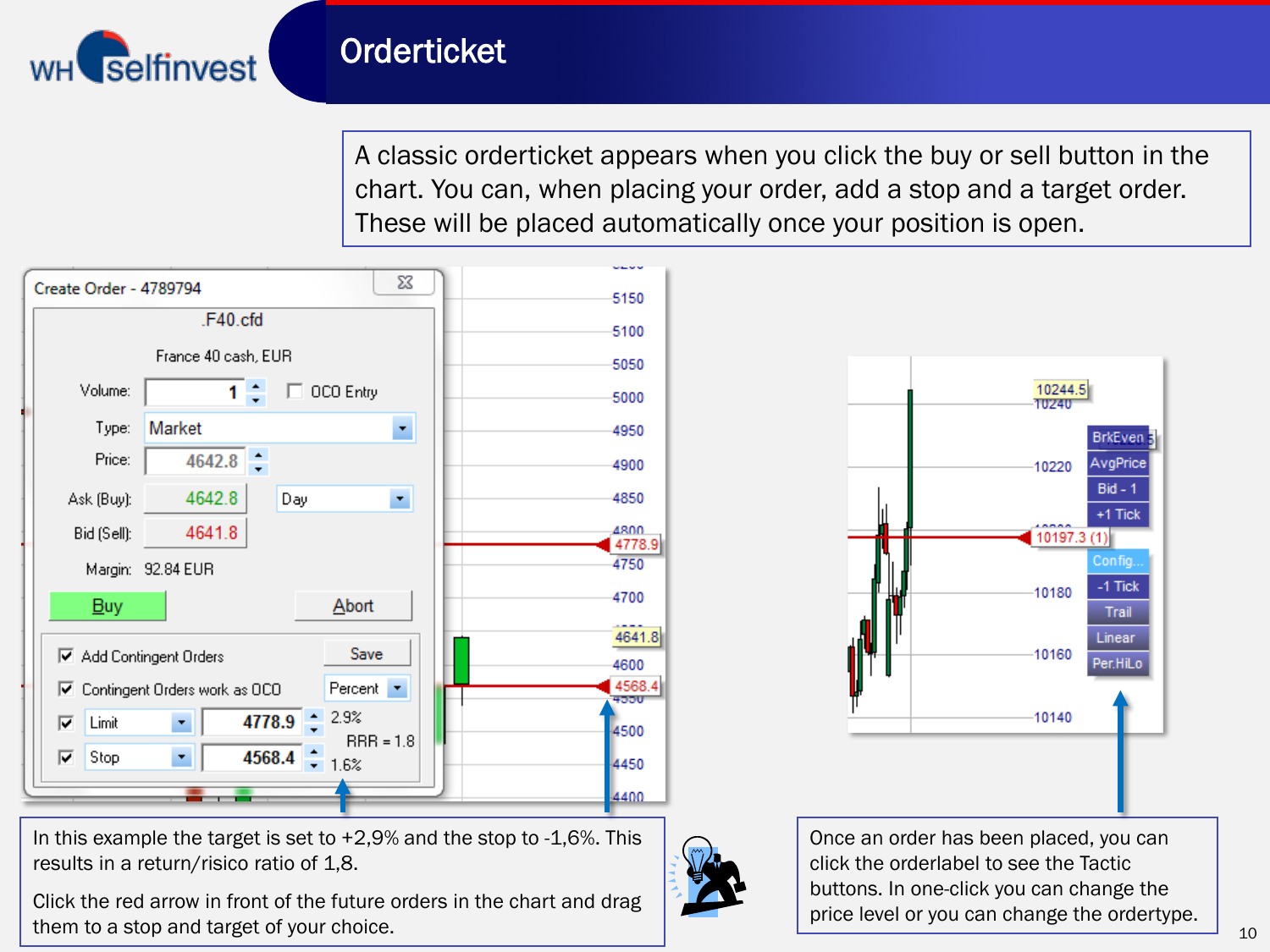# Orderticket

A classic orderticket appears when you click the buy or sell button in the chart. You can, when placing your order, add a stop and a target order. These will be placed automatically once your position is open.

In this example the target is set to +2,9% and the stop to -1,6%. This results in a return/risico ratio of 1,8.

Click the red arrow in front of the future orders in the chart and drag them to a stop and target of your choice.

Once an order has been placed, you can click the orderlabel to see the Tactic buttons. In one-click you can change the price level or you can change the ordertype.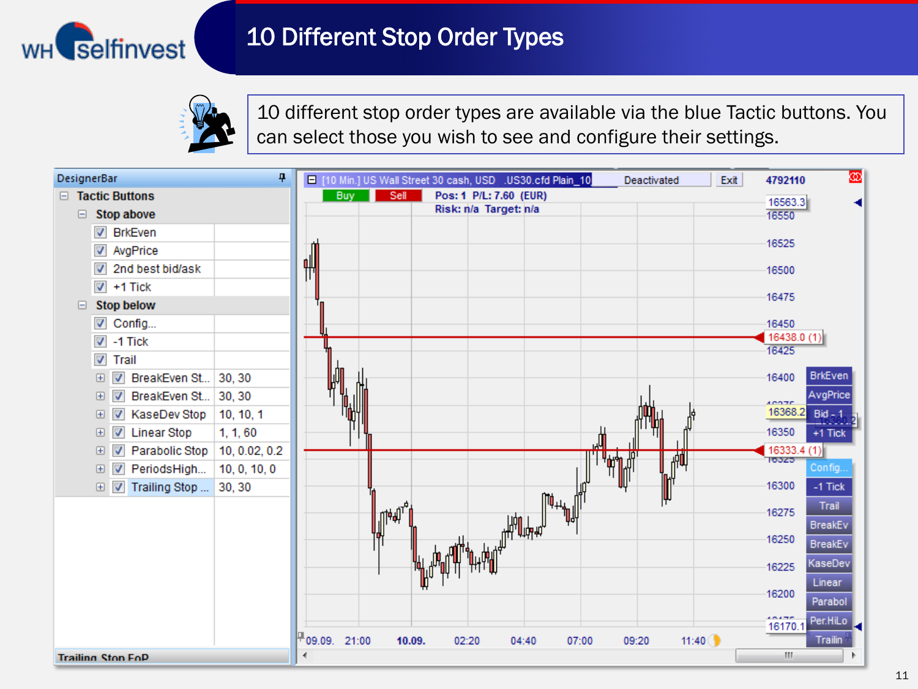# 10 Different Stop Order Types

10 different stop order types are available via the blue Tactic buttons. You can select those you wish to see and configure their settings.

| DesignerBar | |
|---|---|
| **Tactic Buttons** | |
| **Stop above** | |
| ☑ BrkEven | |
| ☑ AvgPrice | |
| ☑ 2nd best bid/ask | |
| ☑ +1 Tick | |
| **Stop below** | |
| ☑ Config... | |
| ☑ -1 Tick | |
| ☑ Trail | |
| ☑ BreakEven St... | 30, 30 |
| ☑ BreakEven St... | 30, 30 |
| ☑ KaseDev Stop | 10, 10, 1 |
| ☑ Linear Stop | 1, 1, 60 |
| ☑ Parabolic Stop | 10, 0.02, 0.2 |
| ☑ PeriodsHigh... | 10, 0, 10, 0 |
| ☑ Trailing Stop ... | 30, 30 |

Trailing Stop FoP

[10 Min.] US Wall Street 30 cash, USD .US30.cfd Plain_10 — Deactivated — Exit

Buy | Sell — Pos: 1 P/L: 7.60 (EUR) — Risk: n/a Target: n/a

Tactic buttons: BrkEven, AvgPrice, Bid - 1, +1 Tick, Config..., -1 Tick, Trail, BreakEv, BreakEv, KaseDev, Linear, Parabol, Per.HiLo, Trailin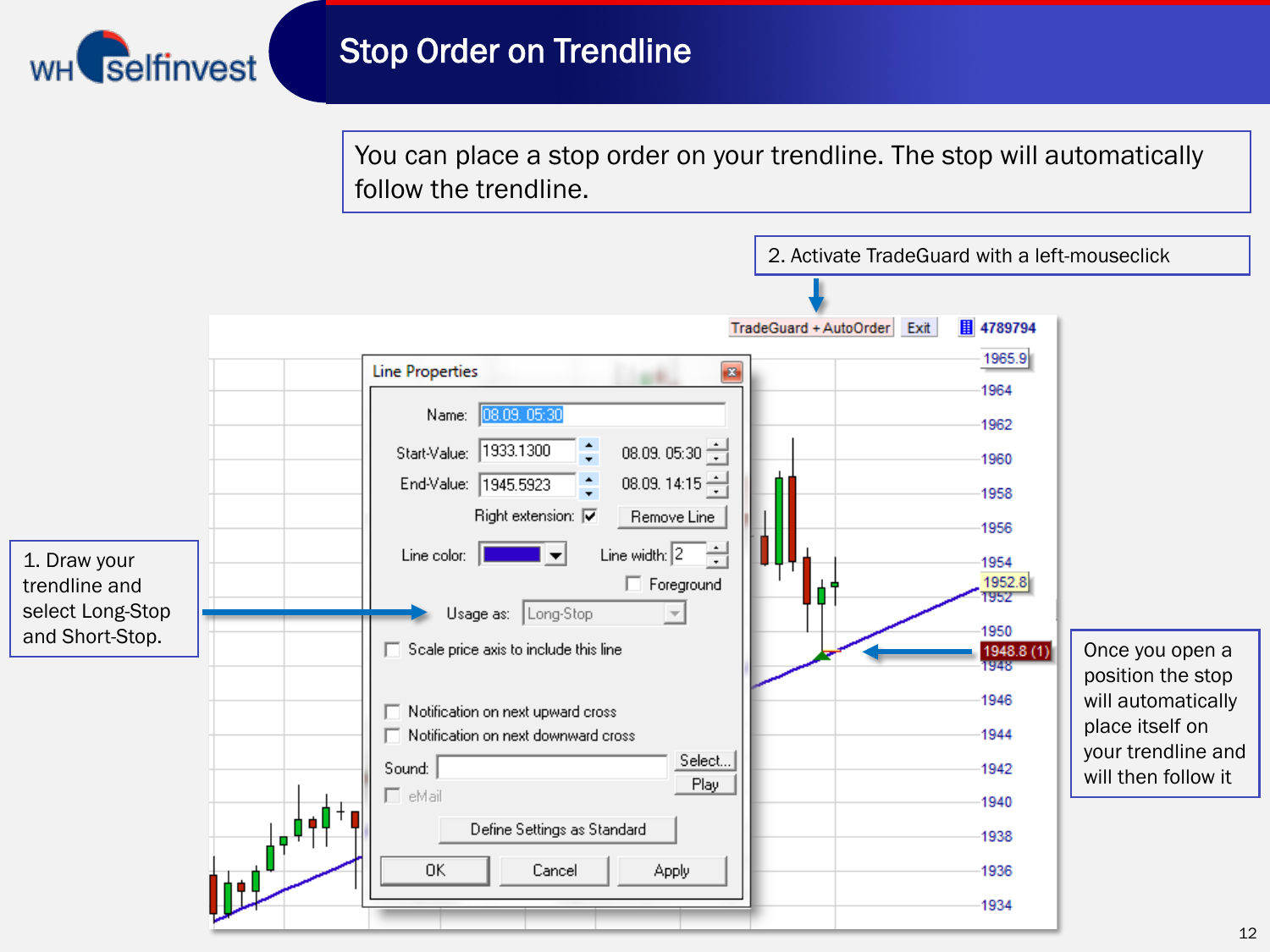# Stop Order on Trendline

You can place a stop order on your trendline. The stop will automatically follow the trendline.

2. Activate TradeGuard with a left-mouseclick

1. Draw your trendline and select Long-Stop and Short-Stop.

Once you open a position the stop will automatically place itself on your trendline and will then follow it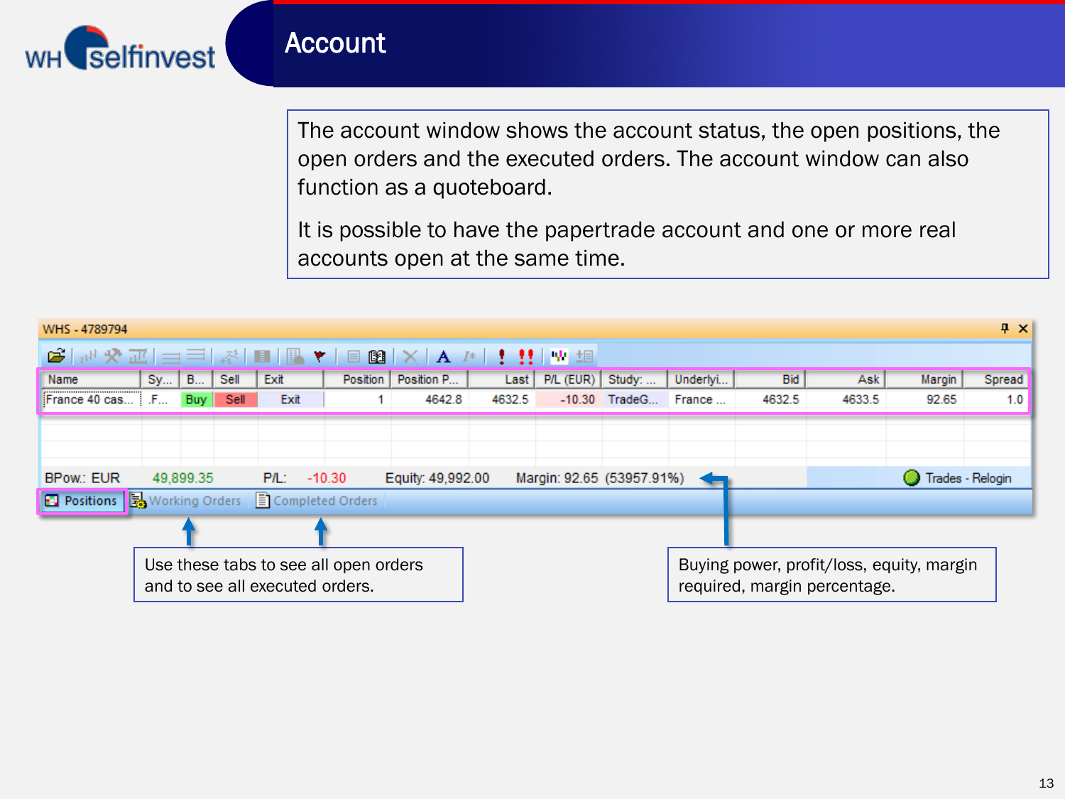# Account

The account window shows the account status, the open positions, the open orders and the executed orders. The account window can also function as a quoteboard.

It is possible to have the papertrade account and one or more real accounts open at the same time.

WHS - 4789794

| Name | Sy... | B... | Sell | Exit | Position | Position P... | Last | P/L (EUR) | Study: ... | Underlyi... | Bid | Ask | Margin | Spread |
|---|---|---|---|---|---|---|---|---|---|---|---|---|---|---|
| France 40 cas... | .F... | Buy | Sell | Exit | 1 | 4642.8 | 4632.5 | -10.30 | TradeG... | France ... | 4632.5 | 4633.5 | 92.65 | 1.0 |

BPow.: EUR 49,899.35 P/L: -10.30 Equity: 49,992.00 Margin: 92.65 (53957.91%) Trades - Relogin

Positions | Working Orders | Completed Orders

Use these tabs to see all open orders and to see all executed orders.

Buying power, profit/loss, equity, margin required, margin percentage.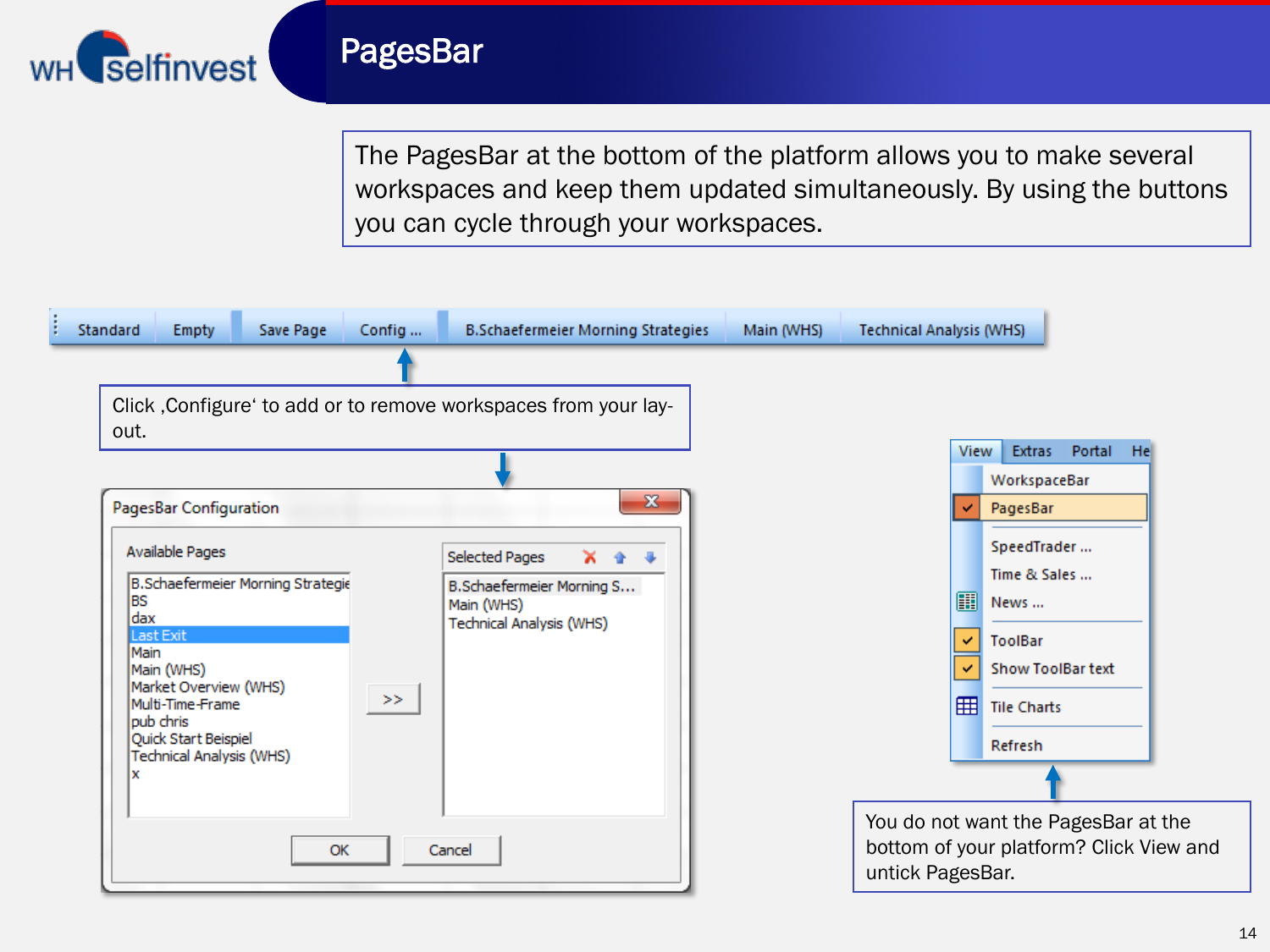# PagesBar

The PagesBar at the bottom of the platform allows you to make several workspaces and keep them updated simultaneously. By using the buttons you can cycle through your workspaces.

Standard | Empty | Save Page | Config ... | B.Schaefermeier Morning Strategies | Main (WHS) | Technical Analysis (WHS)

Click ‚Configure' to add or to remove workspaces from your lay-out.

**PagesBar Configuration**

Available Pages:
- B.Schaefermeier Morning Strategie
- BS
- dax
- Last Exit
- Main
- Main (WHS)
- Market Overview (WHS)
- Multi-Time-Frame
- pub chris
- Quick Start Beispiel
- Technical Analysis (WHS)
- x

>>

Selected Pages:
- B.Schaefermeier Morning S...
- Main (WHS)
- Technical Analysis (WHS)

OK | Cancel

View | Extras | Portal | He

- WorkspaceBar
- PagesBar
- SpeedTrader ...
- Time & Sales ...
- News ...
- ToolBar
- Show ToolBar text
- Tile Charts
- Refresh

You do not want the PagesBar at the bottom of your platform? Click View and untick PagesBar.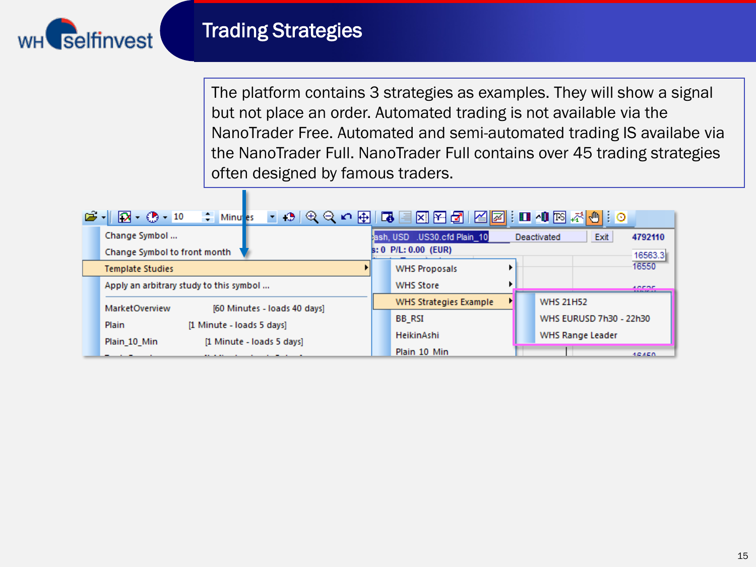# Trading Strategies

The platform contains 3 strategies as examples. They will show a signal but not place an order. Automated trading is not available via the NanoTrader Free. Automated and semi-automated trading IS availabe via the NanoTrader Full. NanoTrader Full contains over 45 trading strategies often designed by famous traders.

Change Symbol ...
Change Symbol to front month
Template Studies
Apply an arbitrary study to this symbol ...
MarketOverview [60 Minutes - loads 40 days]
Plain [1 Minute - loads 5 days]
Plain_10_Min [1 Minute - loads 5 days]

WHS Proposals
WHS Store
WHS Strategies Example
BB_RSI
HeikinAshi
Plain 10 Min

WHS 21H52
WHS EURUSD 7h30 - 22h30
WHS Range Leader